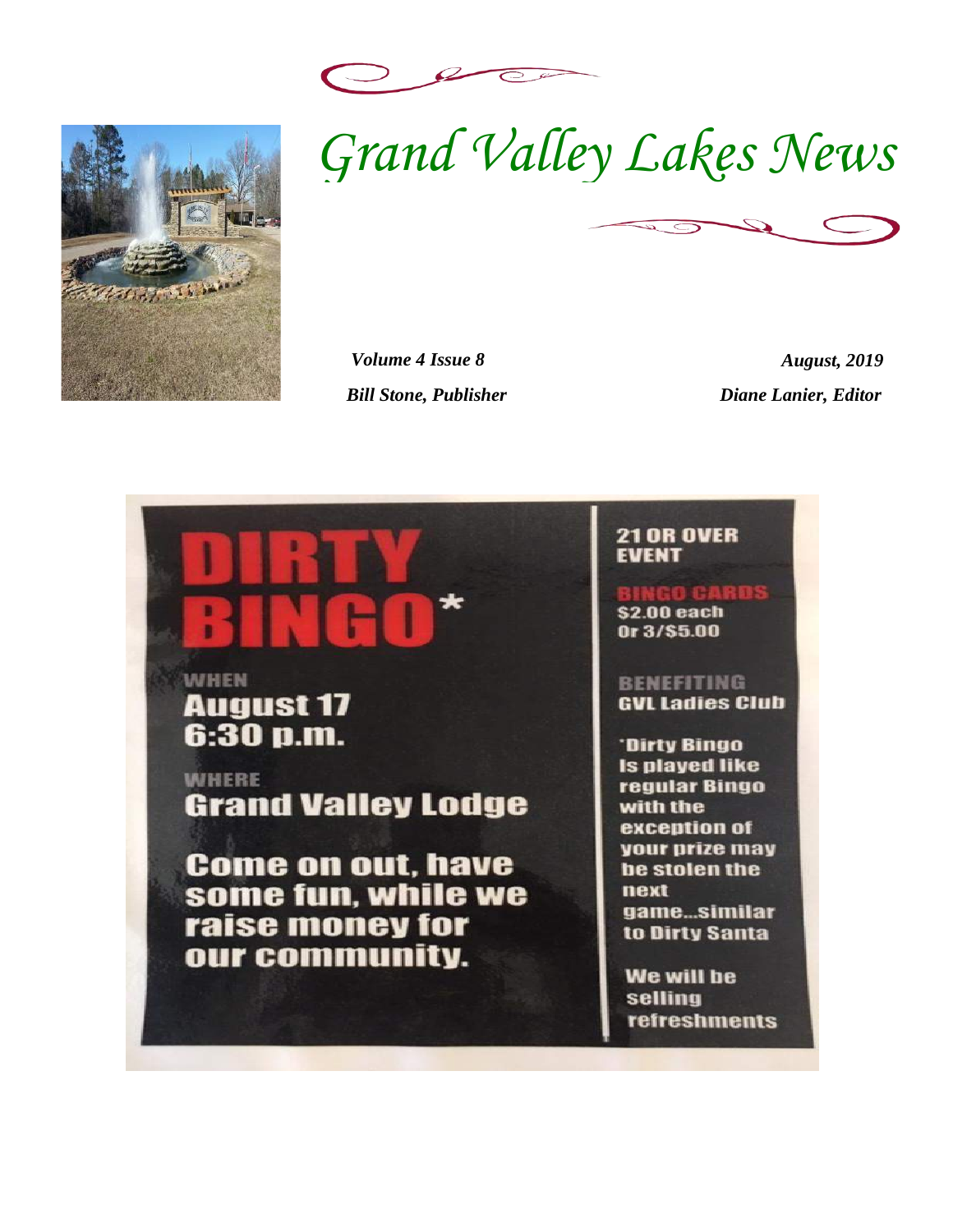# Grand Valley Lakes News

*Volume 4 Issue 8* *August, 2019*

*Bill Stone, Publisher* *Diane Lanier, Editor*

# DIRTY BINGO*

WHEN
**August 17**
**6:30 p.m.**

WHERE
**Grand Valley Lodge**

**Come on out, have some fun, while we raise money for our community.**

**21 OR OVER EVENT**

BINGO CARDS
**$2.00 each**
**Or 3/$5.00**

BENEFITING
**GVL Ladies Club**

***Dirty Bingo Is played like regular Bingo with the exception of your prize may be stolen the next game...similar to Dirty Santa**

**We will be selling refreshments**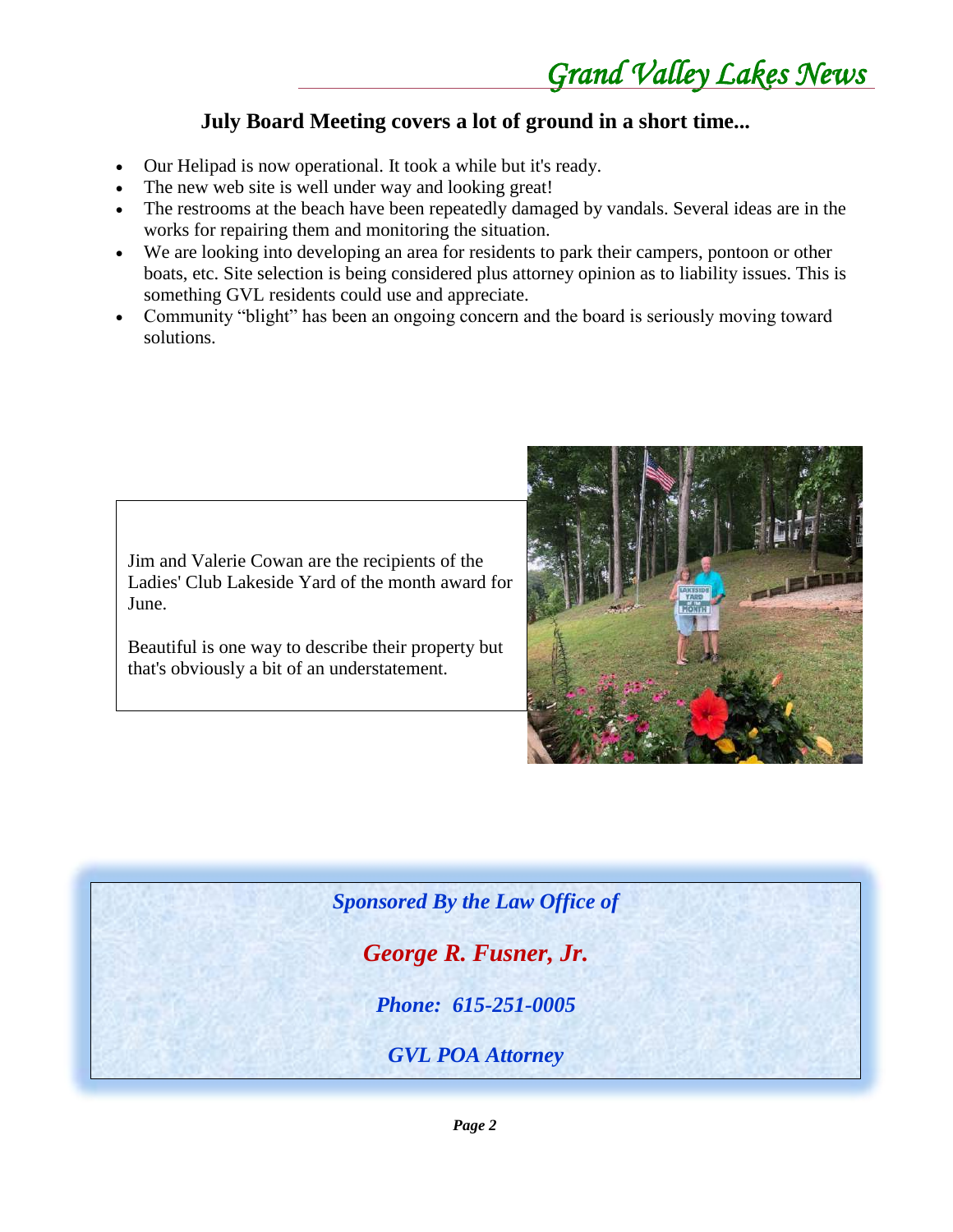## July Board Meeting covers a lot of ground in a short time...

- Our Helipad is now operational. It took a while but it's ready.
- The new web site is well under way and looking great!
- The restrooms at the beach have been repeatedly damaged by vandals. Several ideas are in the works for repairing them and monitoring the situation.
- We are looking into developing an area for residents to park their campers, pontoon or other boats, etc. Site selection is being considered plus attorney opinion as to liability issues. This is something GVL residents could use and appreciate.
- Community "blight" has been an ongoing concern and the board is seriously moving toward solutions.

Jim and Valerie Cowan are the recipients of the Ladies' Club Lakeside Yard of the month award for June.

Beautiful is one way to describe their property but that's obviously a bit of an understatement.

***Sponsored By the Law Office of***

***George R. Fusner, Jr.***

***Phone: 615-251-0005***

***GVL POA Attorney***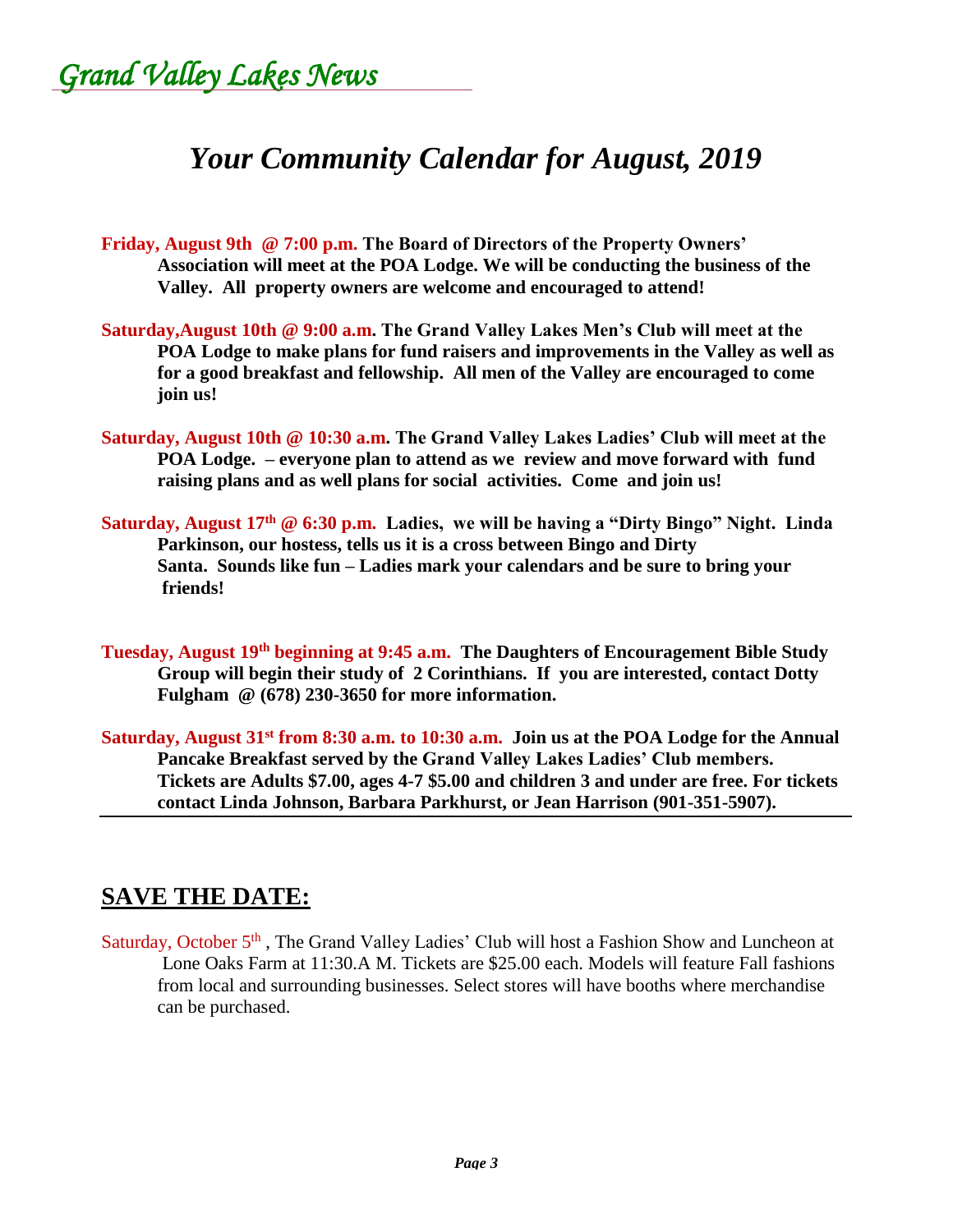*Grand Valley Lakes News*

# *Your Community Calendar for August, 2019*

**Friday, August 9th @ 7:00 p.m. The Board of Directors of the Property Owners' Association will meet at the POA Lodge. We will be conducting the business of the Valley. All property owners are welcome and encouraged to attend!**

**Saturday,August 10th @ 9:00 a.m. The Grand Valley Lakes Men's Club will meet at the POA Lodge to make plans for fund raisers and improvements in the Valley as well as for a good breakfast and fellowship. All men of the Valley are encouraged to come join us!**

**Saturday, August 10th @ 10:30 a.m. The Grand Valley Lakes Ladies' Club will meet at the POA Lodge. – everyone plan to attend as we review and move forward with fund raising plans and as well plans for social activities. Come and join us!**

**Saturday, August 17th @ 6:30 p.m. Ladies, we will be having a "Dirty Bingo" Night. Linda Parkinson, our hostess, tells us it is a cross between Bingo and Dirty Santa. Sounds like fun – Ladies mark your calendars and be sure to bring your friends!**

**Tuesday, August 19th beginning at 9:45 a.m. The Daughters of Encouragement Bible Study Group will begin their study of 2 Corinthians. If you are interested, contact Dotty Fulgham @ (678) 230-3650 for more information.**

**Saturday, August 31st from 8:30 a.m. to 10:30 a.m. Join us at the POA Lodge for the Annual Pancake Breakfast served by the Grand Valley Lakes Ladies' Club members. Tickets are Adults $7.00, ages 4-7 $5.00 and children 3 and under are free. For tickets contact Linda Johnson, Barbara Parkhurst, or Jean Harrison (901-351-5907).**

---

## SAVE THE DATE:

Saturday, October 5th , The Grand Valley Ladies' Club will host a Fashion Show and Luncheon at Lone Oaks Farm at 11:30.A M. Tickets are $25.00 each. Models will feature Fall fashions from local and surrounding businesses. Select stores will have booths where merchandise can be purchased.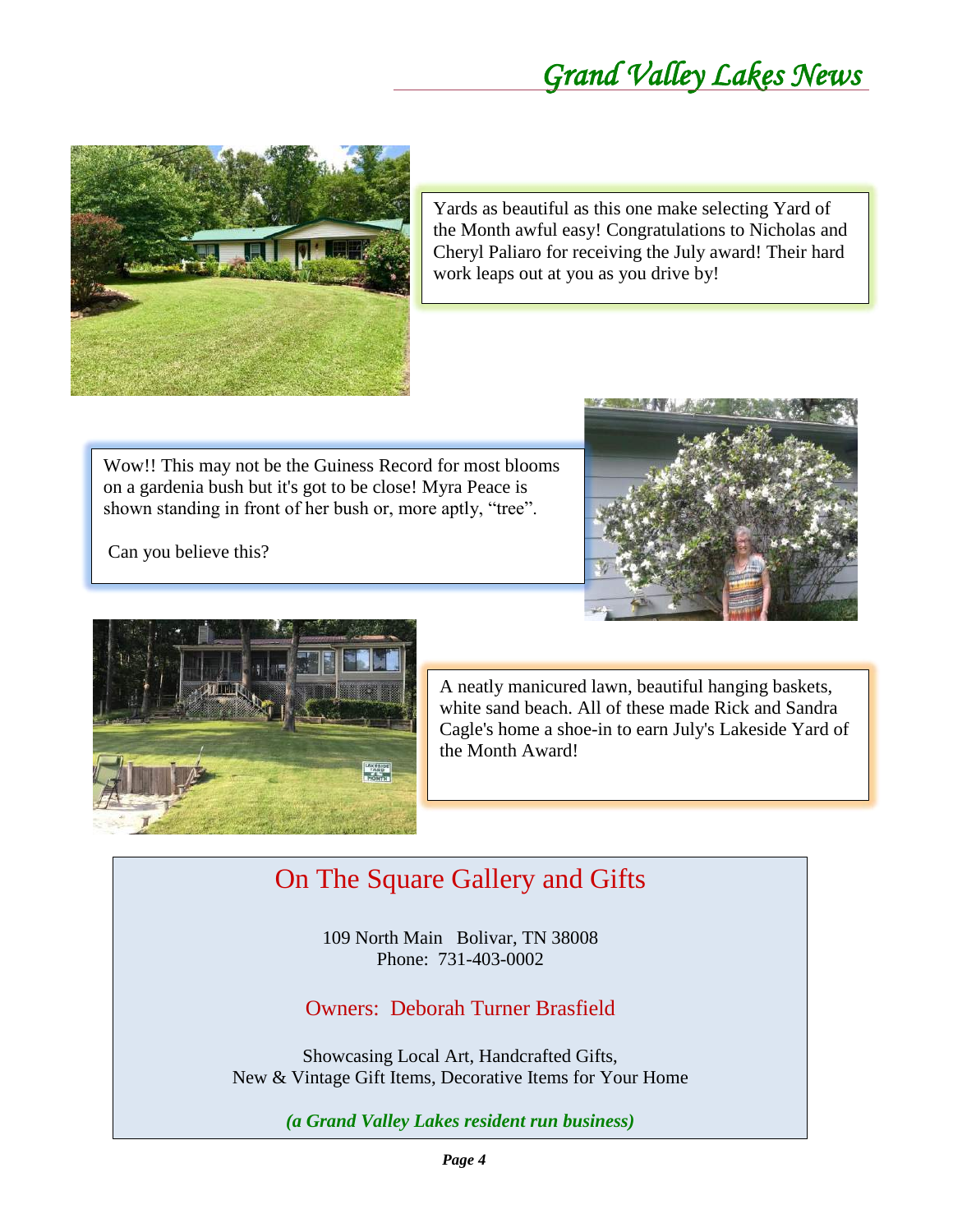Yards as beautiful as this one make selecting Yard of the Month awful easy! Congratulations to Nicholas and Cheryl Paliaro for receiving the July award! Their hard work leaps out at you as you drive by!

Wow!! This may not be the Guiness Record for most blooms on a gardenia bush but it's got to be close! Myra Peace is shown standing in front of her bush or, more aptly, “tree”.

Can you believe this?

A neatly manicured lawn, beautiful hanging baskets, white sand beach. All of these made Rick and Sandra Cagle's home a shoe-in to earn July's Lakeside Yard of the Month Award!

## On The Square Gallery and Gifts

109 North Main   Bolivar, TN 38008
Phone:  731-403-0002

Owners:  Deborah Turner Brasfield

Showcasing Local Art, Handcrafted Gifts,
New & Vintage Gift Items, Decorative Items for Your Home

***(a Grand Valley Lakes resident run business)***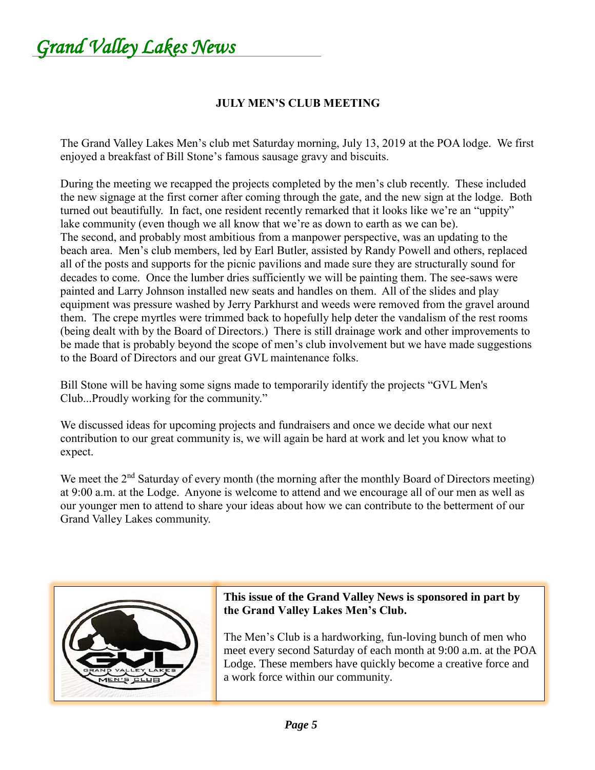# Grand Valley Lakes News

## JULY MEN'S CLUB MEETING

The Grand Valley Lakes Men's club met Saturday morning, July 13, 2019 at the POA lodge. We first enjoyed a breakfast of Bill Stone's famous sausage gravy and biscuits.

During the meeting we recapped the projects completed by the men's club recently. These included the new signage at the first corner after coming through the gate, and the new sign at the lodge. Both turned out beautifully. In fact, one resident recently remarked that it looks like we're an "uppity" lake community (even though we all know that we're as down to earth as we can be).
The second, and probably most ambitious from a manpower perspective, was an updating to the beach area. Men's club members, led by Earl Butler, assisted by Randy Powell and others, replaced all of the posts and supports for the picnic pavilions and made sure they are structurally sound for decades to come. Once the lumber dries sufficiently we will be painting them. The see-saws were painted and Larry Johnson installed new seats and handles on them. All of the slides and play equipment was pressure washed by Jerry Parkhurst and weeds were removed from the gravel around them. The crepe myrtles were trimmed back to hopefully help deter the vandalism of the rest rooms (being dealt with by the Board of Directors.) There is still drainage work and other improvements to be made that is probably beyond the scope of men's club involvement but we have made suggestions to the Board of Directors and our great GVL maintenance folks.

Bill Stone will be having some signs made to temporarily identify the projects "GVL Men's Club...Proudly working for the community."

We discussed ideas for upcoming projects and fundraisers and once we decide what our next contribution to our great community is, we will again be hard at work and let you know what to expect.

We meet the 2nd Saturday of every month (the morning after the monthly Board of Directors meeting) at 9:00 a.m. at the Lodge. Anyone is welcome to attend and we encourage all of our men as well as our younger men to attend to share your ideas about how we can contribute to the betterment of our Grand Valley Lakes community.

**This issue of the Grand Valley News is sponsored in part by the Grand Valley Lakes Men's Club.**

The Men's Club is a hardworking, fun-loving bunch of men who meet every second Saturday of each month at 9:00 a.m. at the POA Lodge. These members have quickly become a creative force and a work force within our community.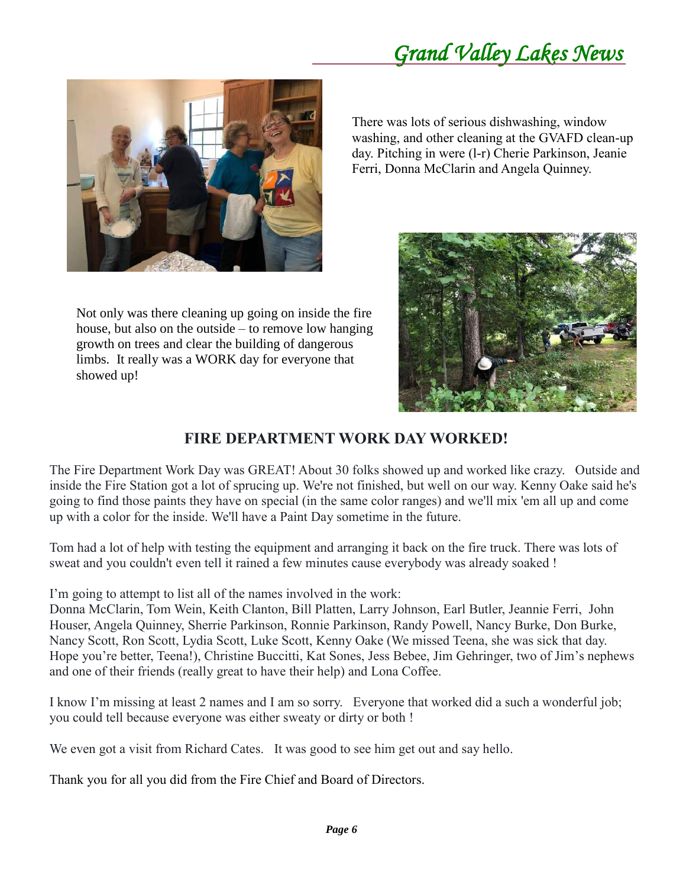There was lots of serious dishwashing, window washing, and other cleaning at the GVAFD clean-up day. Pitching in were (l-r) Cherie Parkinson, Jeanie Ferri, Donna McClarin and Angela Quinney.

Not only was there cleaning up going on inside the fire house, but also on the outside – to remove low hanging growth on trees and clear the building of dangerous limbs. It really was a WORK day for everyone that showed up!

## FIRE DEPARTMENT WORK DAY WORKED!

The Fire Department Work Day was GREAT! About 30 folks showed up and worked like crazy. Outside and inside the Fire Station got a lot of sprucing up. We're not finished, but well on our way. Kenny Oake said he's going to find those paints they have on special (in the same color ranges) and we'll mix 'em all up and come up with a color for the inside. We'll have a Paint Day sometime in the future.

Tom had a lot of help with testing the equipment and arranging it back on the fire truck. There was lots of sweat and you couldn't even tell it rained a few minutes cause everybody was already soaked !

I'm going to attempt to list all of the names involved in the work:
Donna McClarin, Tom Wein, Keith Clanton, Bill Platten, Larry Johnson, Earl Butler, Jeannie Ferri, John Houser, Angela Quinney, Sherrie Parkinson, Ronnie Parkinson, Randy Powell, Nancy Burke, Don Burke, Nancy Scott, Ron Scott, Lydia Scott, Luke Scott, Kenny Oake (We missed Teena, she was sick that day. Hope you're better, Teena!), Christine Buccitti, Kat Sones, Jess Bebee, Jim Gehringer, two of Jim's nephews and one of their friends (really great to have their help) and Lona Coffee.

I know I'm missing at least 2 names and I am so sorry. Everyone that worked did a such a wonderful job; you could tell because everyone was either sweaty or dirty or both !

We even got a visit from Richard Cates. It was good to see him get out and say hello.

Thank you for all you did from the Fire Chief and Board of Directors.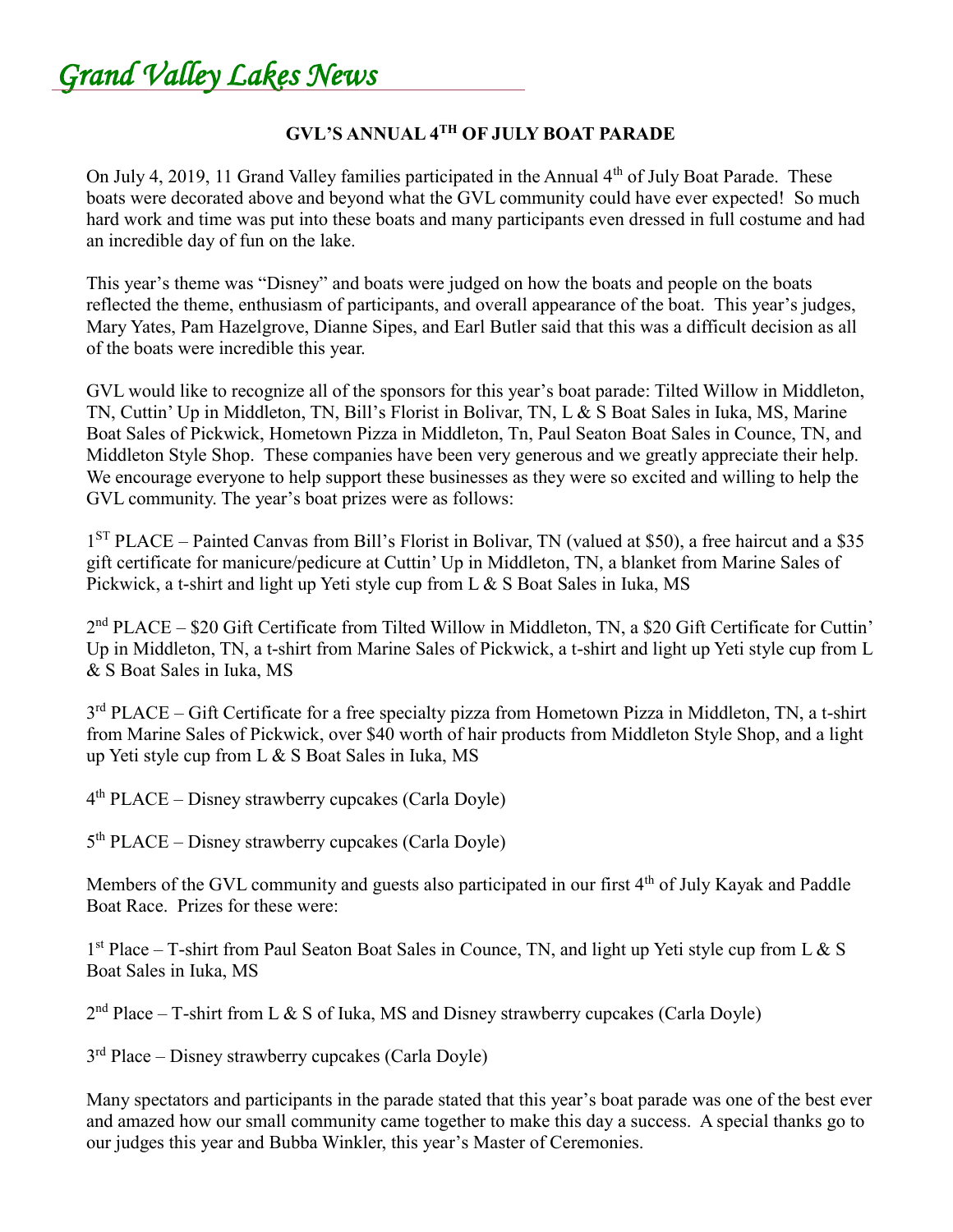# *Grand Valley Lakes News*

## GVL'S ANNUAL 4TH OF JULY BOAT PARADE

On July 4, 2019, 11 Grand Valley families participated in the Annual 4th of July Boat Parade. These boats were decorated above and beyond what the GVL community could have ever expected! So much hard work and time was put into these boats and many participants even dressed in full costume and had an incredible day of fun on the lake.

This year's theme was "Disney" and boats were judged on how the boats and people on the boats reflected the theme, enthusiasm of participants, and overall appearance of the boat. This year's judges, Mary Yates, Pam Hazelgrove, Dianne Sipes, and Earl Butler said that this was a difficult decision as all of the boats were incredible this year.

GVL would like to recognize all of the sponsors for this year's boat parade: Tilted Willow in Middleton, TN, Cuttin' Up in Middleton, TN, Bill's Florist in Bolivar, TN, L & S Boat Sales in Iuka, MS, Marine Boat Sales of Pickwick, Hometown Pizza in Middleton, Tn, Paul Seaton Boat Sales in Counce, TN, and Middleton Style Shop. These companies have been very generous and we greatly appreciate their help. We encourage everyone to help support these businesses as they were so excited and willing to help the GVL community. The year's boat prizes were as follows:

1ST PLACE – Painted Canvas from Bill's Florist in Bolivar, TN (valued at $50), a free haircut and a $35 gift certificate for manicure/pedicure at Cuttin' Up in Middleton, TN, a blanket from Marine Sales of Pickwick, a t-shirt and light up Yeti style cup from L & S Boat Sales in Iuka, MS

2nd PLACE – $20 Gift Certificate from Tilted Willow in Middleton, TN, a $20 Gift Certificate for Cuttin' Up in Middleton, TN, a t-shirt from Marine Sales of Pickwick, a t-shirt and light up Yeti style cup from L & S Boat Sales in Iuka, MS

3rd PLACE – Gift Certificate for a free specialty pizza from Hometown Pizza in Middleton, TN, a t-shirt from Marine Sales of Pickwick, over $40 worth of hair products from Middleton Style Shop, and a light up Yeti style cup from L & S Boat Sales in Iuka, MS

4th PLACE – Disney strawberry cupcakes (Carla Doyle)

5th PLACE – Disney strawberry cupcakes (Carla Doyle)

Members of the GVL community and guests also participated in our first 4th of July Kayak and Paddle Boat Race. Prizes for these were:

1st Place – T-shirt from Paul Seaton Boat Sales in Counce, TN, and light up Yeti style cup from L & S Boat Sales in Iuka, MS

2nd Place – T-shirt from L & S of Iuka, MS and Disney strawberry cupcakes (Carla Doyle)

3rd Place – Disney strawberry cupcakes (Carla Doyle)

Many spectators and participants in the parade stated that this year's boat parade was one of the best ever and amazed how our small community came together to make this day a success. A special thanks go to our judges this year and Bubba Winkler, this year's Master of Ceremonies.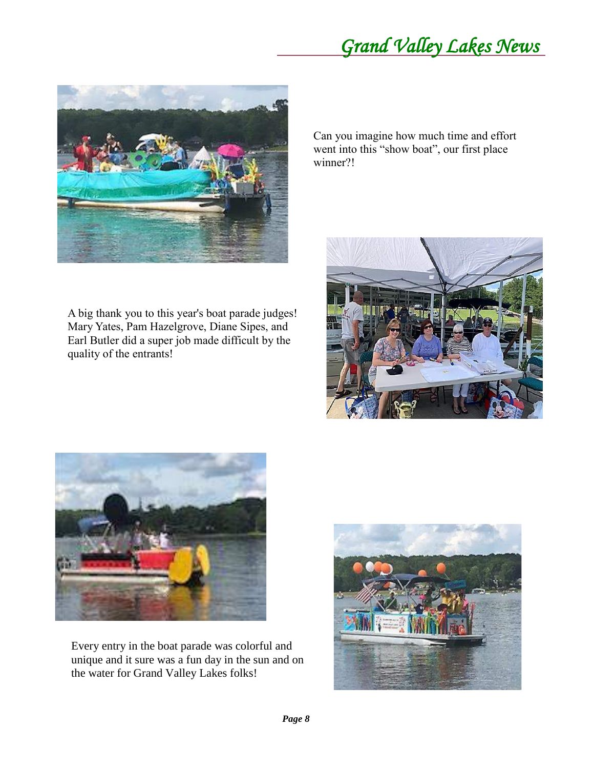Can you imagine how much time and effort went into this "show boat", our first place winner?!

A big thank you to this year's boat parade judges! Mary Yates, Pam Hazelgrove, Diane Sipes, and Earl Butler did a super job made difficult by the quality of the entrants!

Every entry in the boat parade was colorful and unique and it sure was a fun day in the sun and on the water for Grand Valley Lakes folks!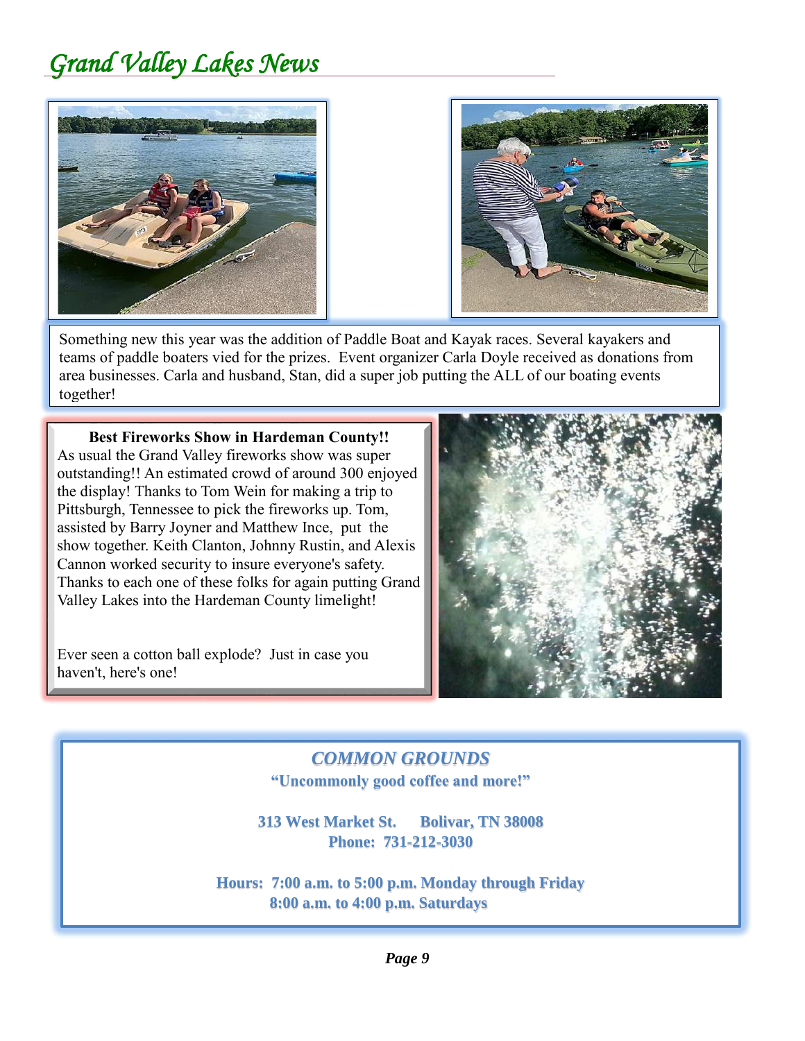# *Grand Valley Lakes News*

Something new this year was the addition of Paddle Boat and Kayak races. Several kayakers and teams of paddle boaters vied for the prizes. Event organizer Carla Doyle received as donations from area businesses. Carla and husband, Stan, did a super job putting the ALL of our boating events together!

**Best Fireworks Show in Hardeman County!!**

As usual the Grand Valley fireworks show was super outstanding!! An estimated crowd of around 300 enjoyed the display! Thanks to Tom Wein for making a trip to Pittsburgh, Tennessee to pick the fireworks up. Tom, assisted by Barry Joyner and Matthew Ince, put the show together. Keith Clanton, Johnny Rustin, and Alexis Cannon worked security to insure everyone's safety. Thanks to each one of these folks for again putting Grand Valley Lakes into the Hardeman County limelight!

Ever seen a cotton ball explode? Just in case you haven't, here's one!

***COMMON GROUNDS***

**"Uncommonly good coffee and more!"**

**313 West Market St. Bolivar, TN 38008**
**Phone: 731-212-3030**

**Hours: 7:00 a.m. to 5:00 p.m. Monday through Friday**
**8:00 a.m. to 4:00 p.m. Saturdays**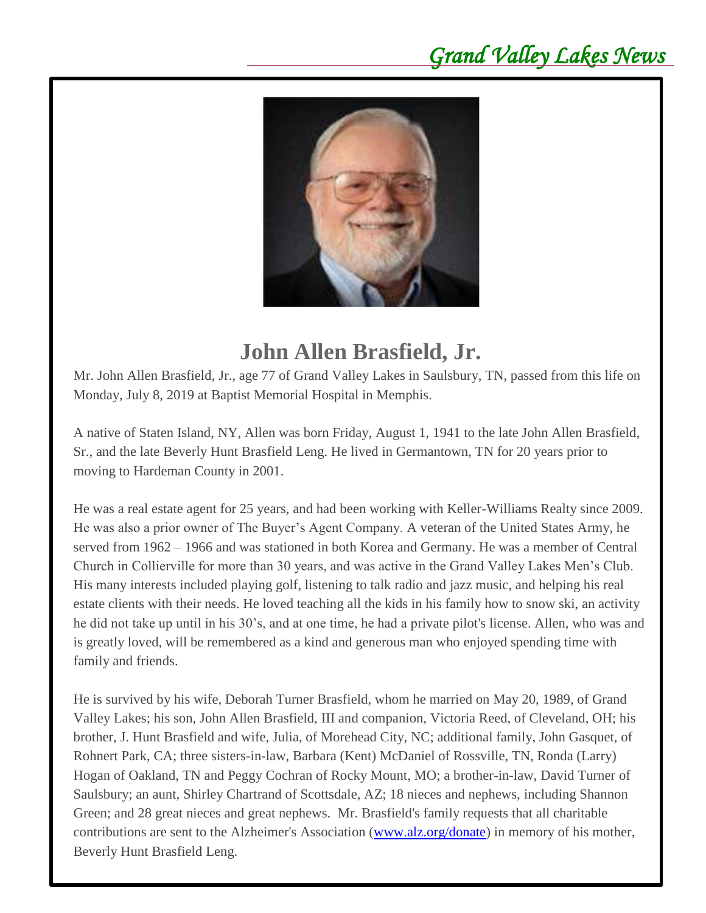# John Allen Brasfield, Jr.

Mr. John Allen Brasfield, Jr., age 77 of Grand Valley Lakes in Saulsbury, TN, passed from this life on Monday, July 8, 2019 at Baptist Memorial Hospital in Memphis.

A native of Staten Island, NY, Allen was born Friday, August 1, 1941 to the late John Allen Brasfield, Sr., and the late Beverly Hunt Brasfield Leng. He lived in Germantown, TN for 20 years prior to moving to Hardeman County in 2001.

He was a real estate agent for 25 years, and had been working with Keller-Williams Realty since 2009. He was also a prior owner of The Buyer's Agent Company. A veteran of the United States Army, he served from 1962 – 1966 and was stationed in both Korea and Germany. He was a member of Central Church in Collierville for more than 30 years, and was active in the Grand Valley Lakes Men's Club. His many interests included playing golf, listening to talk radio and jazz music, and helping his real estate clients with their needs. He loved teaching all the kids in his family how to snow ski, an activity he did not take up until in his 30's, and at one time, he had a private pilot's license. Allen, who was and is greatly loved, will be remembered as a kind and generous man who enjoyed spending time with family and friends.

He is survived by his wife, Deborah Turner Brasfield, whom he married on May 20, 1989, of Grand Valley Lakes; his son, John Allen Brasfield, III and companion, Victoria Reed, of Cleveland, OH; his brother, J. Hunt Brasfield and wife, Julia, of Morehead City, NC; additional family, John Gasquet, of Rohnert Park, CA; three sisters-in-law, Barbara (Kent) McDaniel of Rossville, TN, Ronda (Larry) Hogan of Oakland, TN and Peggy Cochran of Rocky Mount, MO; a brother-in-law, David Turner of Saulsbury; an aunt, Shirley Chartrand of Scottsdale, AZ; 18 nieces and nephews, including Shannon Green; and 28 great nieces and great nephews. Mr. Brasfield's family requests that all charitable contributions are sent to the Alzheimer's Association ([www.alz.org/donate](www.alz.org/donate)) in memory of his mother, Beverly Hunt Brasfield Leng.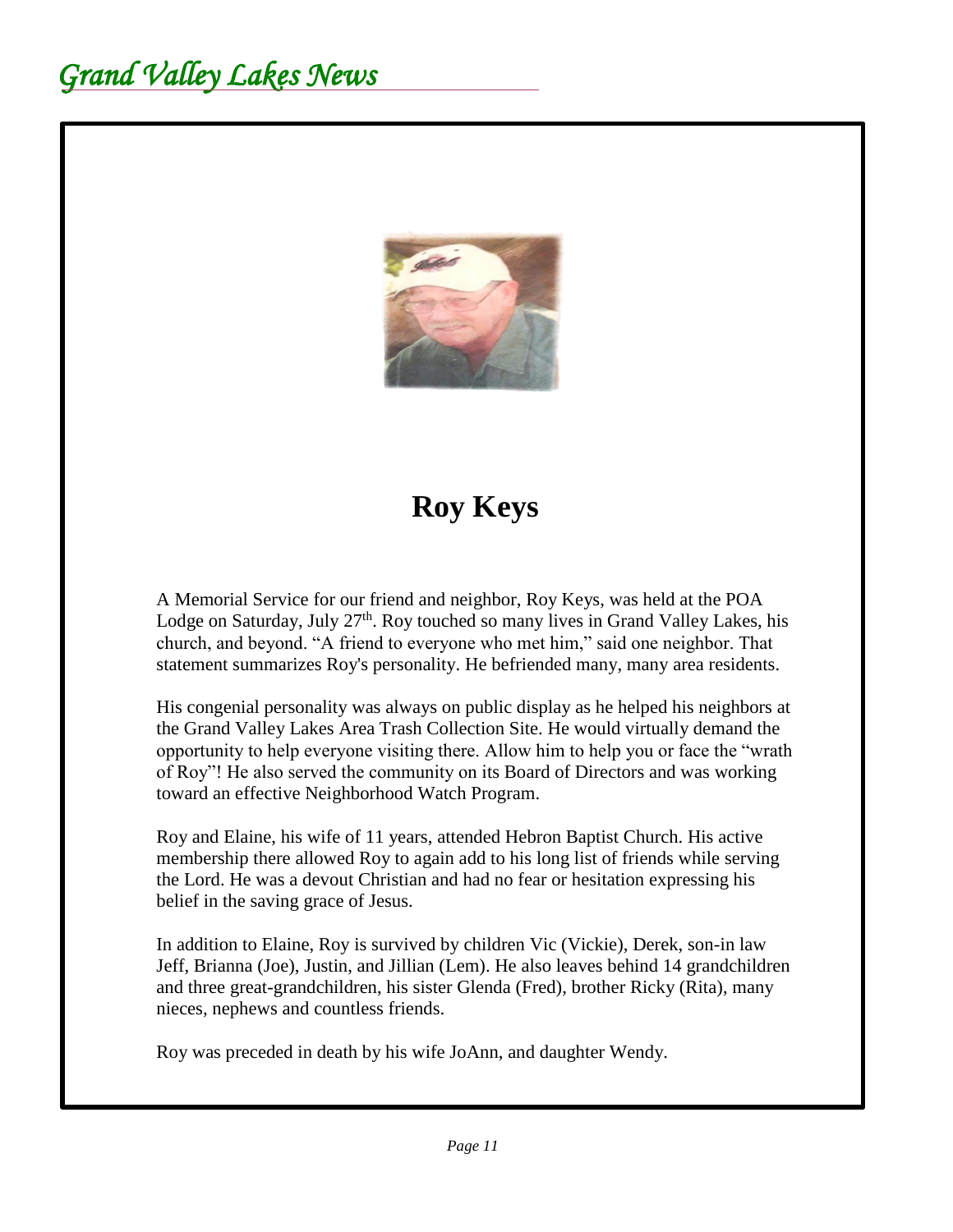# Roy Keys

A Memorial Service for our friend and neighbor, Roy Keys, was held at the POA Lodge on Saturday, July 27th. Roy touched so many lives in Grand Valley Lakes, his church, and beyond. "A friend to everyone who met him," said one neighbor. That statement summarizes Roy's personality. He befriended many, many area residents.

His congenial personality was always on public display as he helped his neighbors at the Grand Valley Lakes Area Trash Collection Site. He would virtually demand the opportunity to help everyone visiting there. Allow him to help you or face the "wrath of Roy"! He also served the community on its Board of Directors and was working toward an effective Neighborhood Watch Program.

Roy and Elaine, his wife of 11 years, attended Hebron Baptist Church. His active membership there allowed Roy to again add to his long list of friends while serving the Lord. He was a devout Christian and had no fear or hesitation expressing his belief in the saving grace of Jesus.

In addition to Elaine, Roy is survived by children Vic (Vickie), Derek, son-in law Jeff, Brianna (Joe), Justin, and Jillian (Lem). He also leaves behind 14 grandchildren and three great-grandchildren, his sister Glenda (Fred), brother Ricky (Rita), many nieces, nephews and countless friends.

Roy was preceded in death by his wife JoAnn, and daughter Wendy.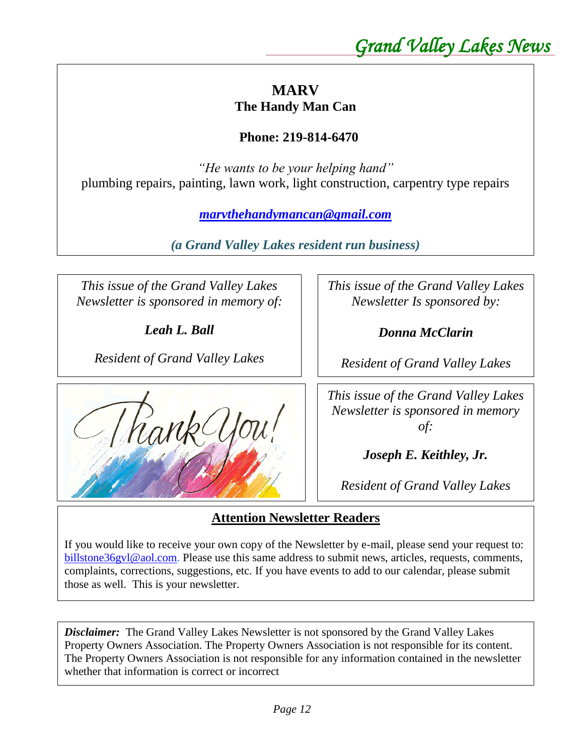**MARV**
**The Handy Man Can**

**Phone: 219-814-6470**

*"He wants to be your helping hand"*
plumbing repairs, painting, lawn work, light construction, carpentry type repairs

***marvthehandymancan@gmail.com***

***(a Grand Valley Lakes resident run business)***

*This issue of the Grand Valley Lakes Newsletter is sponsored in memory of:*

***Leah L. Ball***

*Resident of Grand Valley Lakes*

*This issue of the Grand Valley Lakes Newsletter Is sponsored by:*

***Donna McClarin***

*Resident of Grand Valley Lakes*

*This issue of the Grand Valley Lakes Newsletter is sponsored in memory of:*

***Joseph E. Keithley, Jr.***

*Resident of Grand Valley Lakes*

## Attention Newsletter Readers

If you would like to receive your own copy of the Newsletter by e-mail, please send your request to: billstone36gvl@aol.com. Please use this same address to submit news, articles, requests, comments, complaints, corrections, suggestions, etc. If you have events to add to our calendar, please submit those as well. This is your newsletter.

***Disclaimer:*** The Grand Valley Lakes Newsletter is not sponsored by the Grand Valley Lakes Property Owners Association. The Property Owners Association is not responsible for its content. The Property Owners Association is not responsible for any information contained in the newsletter whether that information is correct or incorrect